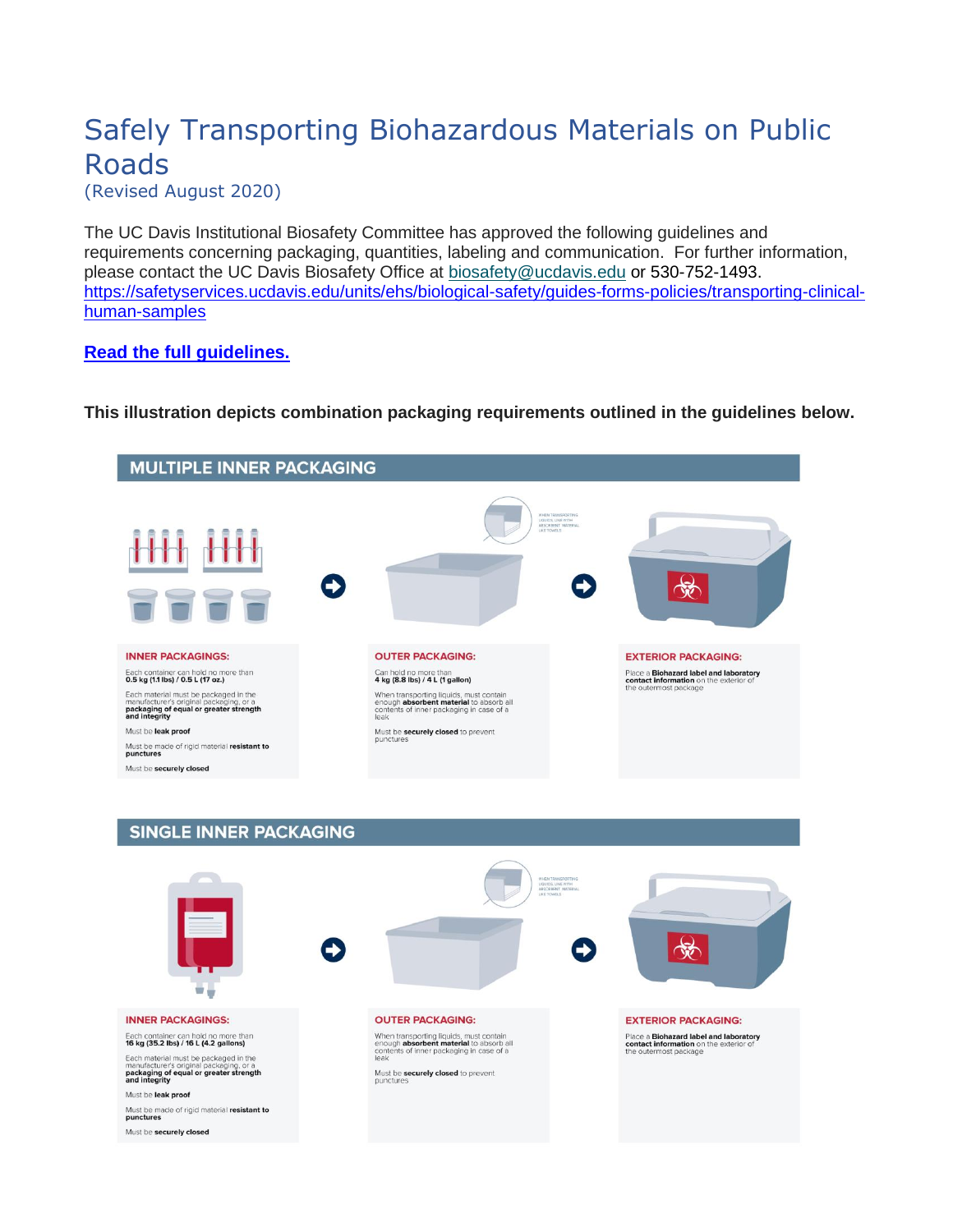# Safely Transporting Biohazardous Materials on Public Roads

(Revised August 2020)

The UC Davis Institutional Biosafety Committee has approved the following guidelines and requirements concerning packaging, quantities, labeling and communication. For further information, please contact the UC Davis Biosafety Office at biosafety@ucdavis.edu or 530-752-1493. https://safetyservices.ucdavis.edu/units/ehs/biological-safety/guides-forms-policies/transporting-clinical-human-samples

**Read the full guidelines.**

**This illustration depicts combination packaging requirements outlined in the guidelines below.**

## MULTIPLE INNER PACKAGING

WHEN TRANSPORTING LIQUIDS, LINE WITH ABSORBENT MATERIAL LIKE TOWELS

**INNER PACKAGINGS:**

Each container can hold no more than **0.5 kg (1.1 lbs) / 0.5 L (17 oz.)**

Each material must be packaged in the manufacturer's original packaging, or a **packaging of equal or greater strength and integrity**

Must be **leak proof**

Must be made of rigid material **resistant to punctures**

Must be **securely closed**

**OUTER PACKAGING:**

Can hold no more than **4 kg (8.8 lbs) / 4 L (1 gallon)**

When transporting liquids, must contain enough **absorbent material** to absorb all contents of inner packaging in case of a leak

Must be **securely closed** to prevent punctures

**EXTERIOR PACKAGING:**

Place a **Biohazard label and laboratory contact information** on the exterior of the outermost package

## SINGLE INNER PACKAGING

WHEN TRANSPORTING LIQUIDS, LINE WITH ABSORBENT MATERIAL LIKE TOWELS

**INNER PACKAGINGS:**

Each container can hold no more than **16 kg (35.2 lbs) / 16 L (4.2 gallons)**

Each material must be packaged in the manufacturer's original packaging, or a **packaging of equal or greater strength and integrity**

Must be **leak proof**

Must be made of rigid material **resistant to punctures**

Must be **securely closed**

**OUTER PACKAGING:**

When transporting liquids, must contain enough **absorbent material** to absorb all contents of inner packaging in case of a leak

Must be **securely closed** to prevent punctures

**EXTERIOR PACKAGING:**

Place a **Biohazard label and laboratory contact information** on the exterior of the outermost package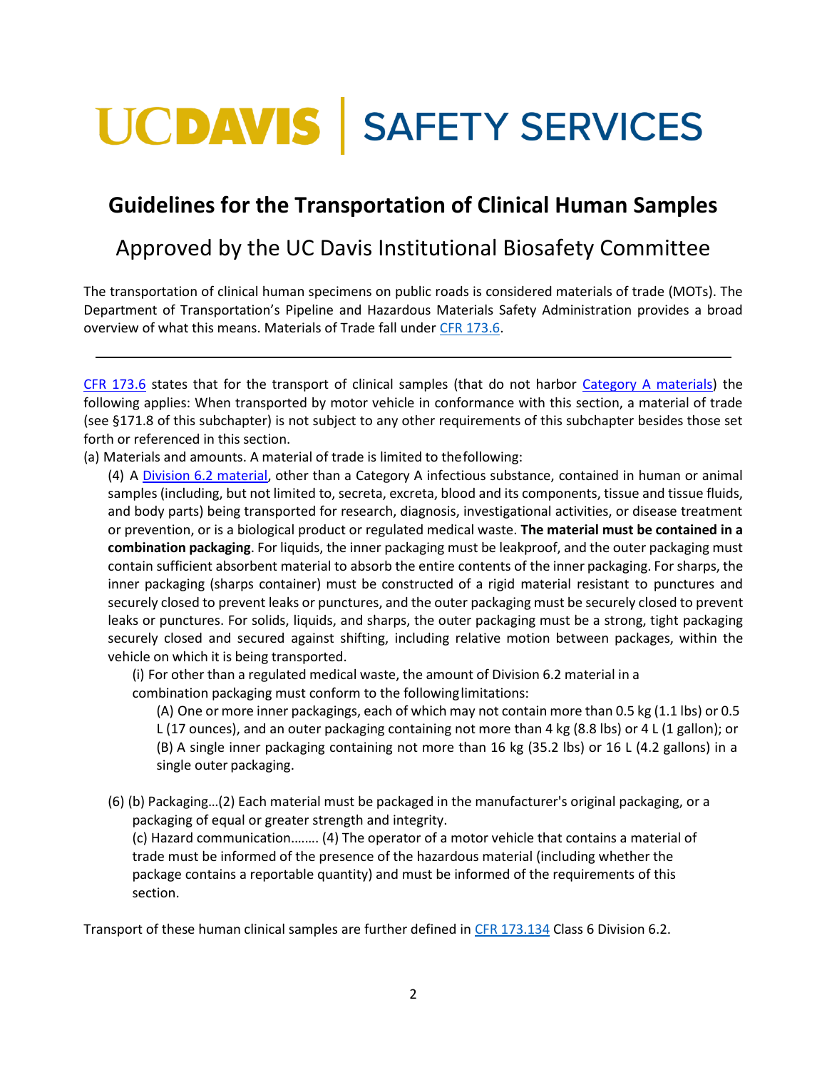UCDAVIS | SAFETY SERVICES

## Guidelines for the Transportation of Clinical Human Samples

### Approved by the UC Davis Institutional Biosafety Committee

The transportation of clinical human specimens on public roads is considered materials of trade (MOTs). The Department of Transportation's Pipeline and Hazardous Materials Safety Administration provides a broad overview of what this means. Materials of Trade fall under CFR 173.6.

---

CFR 173.6 states that for the transport of clinical samples (that do not harbor Category A materials) the following applies: When transported by motor vehicle in conformance with this section, a material of trade (see §171.8 of this subchapter) is not subject to any other requirements of this subchapter besides those set forth or referenced in this section.

(a) Materials and amounts. A material of trade is limited to the following:

(4) A Division 6.2 material, other than a Category A infectious substance, contained in human or animal samples (including, but not limited to, secreta, excreta, blood and its components, tissue and tissue fluids, and body parts) being transported for research, diagnosis, investigational activities, or disease treatment or prevention, or is a biological product or regulated medical waste. **The material must be contained in a combination packaging**. For liquids, the inner packaging must be leakproof, and the outer packaging must contain sufficient absorbent material to absorb the entire contents of the inner packaging. For sharps, the inner packaging (sharps container) must be constructed of a rigid material resistant to punctures and securely closed to prevent leaks or punctures, and the outer packaging must be securely closed to prevent leaks or punctures. For solids, liquids, and sharps, the outer packaging must be a strong, tight packaging securely closed and secured against shifting, including relative motion between packages, within the vehicle on which it is being transported.

(i) For other than a regulated medical waste, the amount of Division 6.2 material in a combination packaging must conform to the following limitations:

(A) One or more inner packagings, each of which may not contain more than 0.5 kg (1.1 lbs) or 0.5 L (17 ounces), and an outer packaging containing not more than 4 kg (8.8 lbs) or 4 L (1 gallon); or

(B) A single inner packaging containing not more than 16 kg (35.2 lbs) or 16 L (4.2 gallons) in a single outer packaging.

(6) (b) Packaging…(2) Each material must be packaged in the manufacturer's original packaging, or a packaging of equal or greater strength and integrity.

(c) Hazard communication…….. (4) The operator of a motor vehicle that contains a material of trade must be informed of the presence of the hazardous material (including whether the package contains a reportable quantity) and must be informed of the requirements of this section.

Transport of these human clinical samples are further defined in CFR 173.134 Class 6 Division 6.2.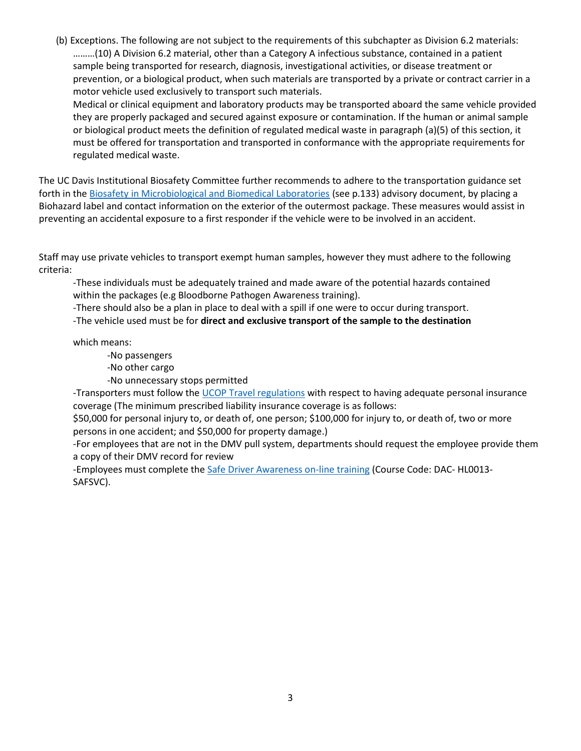(b) Exceptions. The following are not subject to the requirements of this subchapter as Division 6.2 materials:

………(10) A Division 6.2 material, other than a Category A infectious substance, contained in a patient sample being transported for research, diagnosis, investigational activities, or disease treatment or prevention, or a biological product, when such materials are transported by a private or contract carrier in a motor vehicle used exclusively to transport such materials.

Medical or clinical equipment and laboratory products may be transported aboard the same vehicle provided they are properly packaged and secured against exposure or contamination. If the human or animal sample or biological product meets the definition of regulated medical waste in paragraph (a)(5) of this section, it must be offered for transportation and transported in conformance with the appropriate requirements for regulated medical waste.

The UC Davis Institutional Biosafety Committee further recommends to adhere to the transportation guidance set forth in the Biosafety in Microbiological and Biomedical Laboratories (see p.133) advisory document, by placing a Biohazard label and contact information on the exterior of the outermost package. These measures would assist in preventing an accidental exposure to a first responder if the vehicle were to be involved in an accident.

Staff may use private vehicles to transport exempt human samples, however they must adhere to the following criteria:

- These individuals must be adequately trained and made aware of the potential hazards contained within the packages (e.g Bloodborne Pathogen Awareness training).
- There should also be a plan in place to deal with a spill if one were to occur during transport.
- The vehicle used must be for **direct and exclusive transport of the sample to the destination**

  which means:

  - No passengers
  - No other cargo
  - No unnecessary stops permitted
- Transporters must follow the UCOP Travel regulations with respect to having adequate personal insurance coverage (The minimum prescribed liability insurance coverage is as follows: $50,000 for personal injury to, or death of, one person; $100,000 for injury to, or death of, two or more persons in one accident; and $50,000 for property damage.)
- For employees that are not in the DMV pull system, departments should request the employee provide them a copy of their DMV record for review
- Employees must complete the Safe Driver Awareness on-line training (Course Code: DAC- HL0013-SAFSVC).